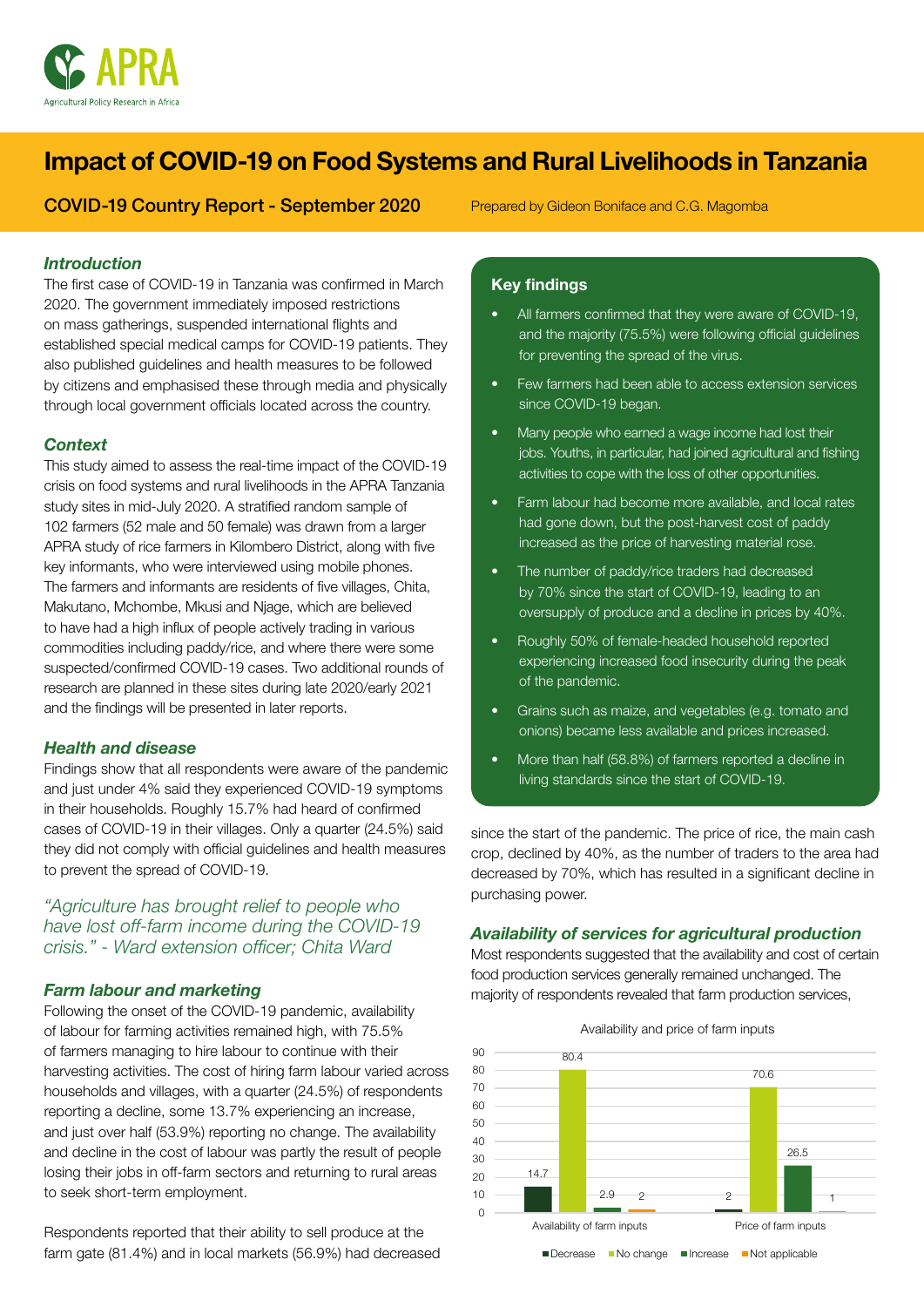APRA

Agricultural Policy Research in Africa

# Impact of COVID-19 on Food Systems and Rural Livelihoods in Tanzania

**COVID-19 Country Report - September 2020**

Prepared by Gideon Boniface and C.G. Magomba

### *Introduction*

The first case of COVID-19 in Tanzania was confirmed in March 2020. The government immediately imposed restrictions on mass gatherings, suspended international flights and established special medical camps for COVID-19 patients. They also published guidelines and health measures to be followed by citizens and emphasised these through media and physically through local government officials located across the country.

### *Context*

This study aimed to assess the real-time impact of the COVID-19 crisis on food systems and rural livelihoods in the APRA Tanzania study sites in mid-July 2020. A stratified random sample of 102 farmers (52 male and 50 female) was drawn from a larger APRA study of rice farmers in Kilombero District, along with five key informants, who were interviewed using mobile phones. The farmers and informants are residents of five villages, Chita, Makutano, Mchombe, Mkusi and Njage, which are believed to have had a high influx of people actively trading in various commodities including paddy/rice, and where there were some suspected/confirmed COVID-19 cases. Two additional rounds of research are planned in these sites during late 2020/early 2021 and the findings will be presented in later reports.

### *Health and disease*

Findings show that all respondents were aware of the pandemic and just under 4% said they experienced COVID-19 symptoms in their households. Roughly 15.7% had heard of confirmed cases of COVID-19 in their villages. Only a quarter (24.5%) said they did not comply with official guidelines and health measures to prevent the spread of COVID-19.

*"Agriculture has brought relief to people who have lost off-farm income during the COVID-19 crisis." - Ward extension officer; Chita Ward*

### *Farm labour and marketing*

Following the onset of the COVID-19 pandemic, availability of labour for farming activities remained high, with 75.5% of farmers managing to hire labour to continue with their harvesting activities. The cost of hiring farm labour varied across households and villages, with a quarter (24.5%) of respondents reporting a decline, some 13.7% experiencing an increase, and just over half (53.9%) reporting no change. The availability and decline in the cost of labour was partly the result of people losing their jobs in off-farm sectors and returning to rural areas to seek short-term employment.

Respondents reported that their ability to sell produce at the farm gate (81.4%) and in local markets (56.9%) had decreased since the start of the pandemic. The price of rice, the main cash crop, declined by 40%, as the number of traders to the area had decreased by 70%, which has resulted in a significant decline in purchasing power.

### Key findings

- All farmers confirmed that they were aware of COVID-19, and the majority (75.5%) were following official guidelines for preventing the spread of the virus.
- Few farmers had been able to access extension services since COVID-19 began.
- Many people who earned a wage income had lost their jobs. Youths, in particular, had joined agricultural and fishing activities to cope with the loss of other opportunities.
- Farm labour had become more available, and local rates had gone down, but the post-harvest cost of paddy increased as the price of harvesting material rose.
- The number of paddy/rice traders had decreased by 70% since the start of COVID-19, leading to an oversupply of produce and a decline in prices by 40%.
- Roughly 50% of female-headed household reported experiencing increased food insecurity during the peak of the pandemic.
- Grains such as maize, and vegetables (e.g. tomato and onions) became less available and prices increased.
- More than half (58.8%) of farmers reported a decline in living standards since the start of COVID-19.

### *Availability of services for agricultural production*

Most respondents suggested that the availability and cost of certain food production services generally remained unchanged. The majority of respondents revealed that farm production services,

Availability and price of farm inputs

| | Decrease | No change | Increase | Not applicable |
|---|---|---|---|---|
| Availability of farm inputs | 14.7 | 80.4 | 2.9 | 2 |
| Price of farm inputs | 2 | 70.6 | 26.5 | 1 |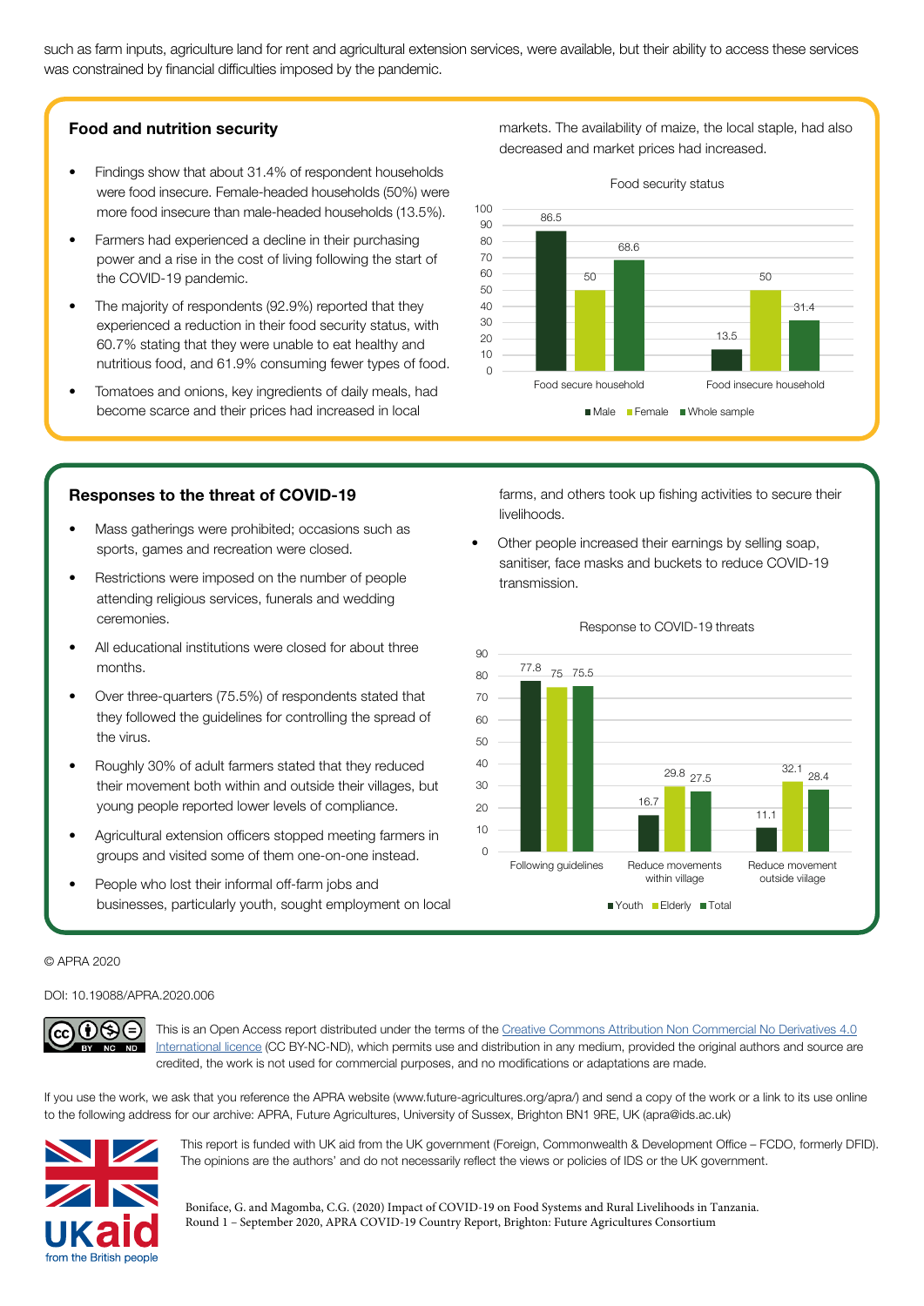such as farm inputs, agriculture land for rent and agricultural extension services, were available, but their ability to access these services was constrained by financial difficulties imposed by the pandemic.

### Food and nutrition security

- Findings show that about 31.4% of respondent households were food insecure. Female-headed households (50%) were more food insecure than male-headed households (13.5%).
- Farmers had experienced a decline in their purchasing power and a rise in the cost of living following the start of the COVID-19 pandemic.
- The majority of respondents (92.9%) reported that they experienced a reduction in their food security status, with 60.7% stating that they were unable to eat healthy and nutritious food, and 61.9% consuming fewer types of food.
- Tomatoes and onions, key ingredients of daily meals, had become scarce and their prices had increased in local markets. The availability of maize, the local staple, had also decreased and market prices had increased.

Food security status

100
90
80
70
60
50
40
30
20
10
0

86.5
50
68.6
13.5
50
31.4

Food secure household
Food insecure household

Male
Female
Whole sample

### Responses to the threat of COVID-19

- Mass gatherings were prohibited; occasions such as sports, games and recreation were closed.
- Restrictions were imposed on the number of people attending religious services, funerals and wedding ceremonies.
- All educational institutions were closed for about three months.
- Over three-quarters (75.5%) of respondents stated that they followed the guidelines for controlling the spread of the virus.
- Roughly 30% of adult farmers stated that they reduced their movement both within and outside their villages, but young people reported lower levels of compliance.
- Agricultural extension officers stopped meeting farmers in groups and visited some of them one-on-one instead.
- People who lost their informal off-farm jobs and businesses, particularly youth, sought employment on local farms, and others took up fishing activities to secure their livelihoods.
- Other people increased their earnings by selling soap, sanitiser, face masks and buckets to reduce COVID-19 transmission.

Response to COVID-19 threats

90
80
70
60
50
40
30
20
10
0

77.8
75
75.5
16.7
29.8
27.5
11.1
32.1
28.4

Following guidelines
Reduce movements within village
Reduce movement outside village

Youth
Elderly
Total

© APRA 2020

DOI: 10.19088/APRA.2020.006

This is an Open Access report distributed under the terms of the Creative Commons Attribution Non Commercial No Derivatives 4.0 International licence (CC BY-NC-ND), which permits use and distribution in any medium, provided the original authors and source are credited, the work is not used for commercial purposes, and no modifications or adaptations are made.

If you use the work, we ask that you reference the APRA website (www.future-agricultures.org/apra/) and send a copy of the work or a link to its use online to the following address for our archive: APRA, Future Agricultures, University of Sussex, Brighton BN1 9RE, UK (apra@ids.ac.uk)

This report is funded with UK aid from the UK government (Foreign, Commonwealth & Development Office – FCDO, formerly DFID). The opinions are the authors' and do not necessarily reflect the views or policies of IDS or the UK government.

Boniface, G. and Magomba, C.G. (2020) Impact of COVID-19 on Food Systems and Rural Livelihoods in Tanzania. Round 1 – September 2020, APRA COVID-19 Country Report, Brighton: Future Agricultures Consortium